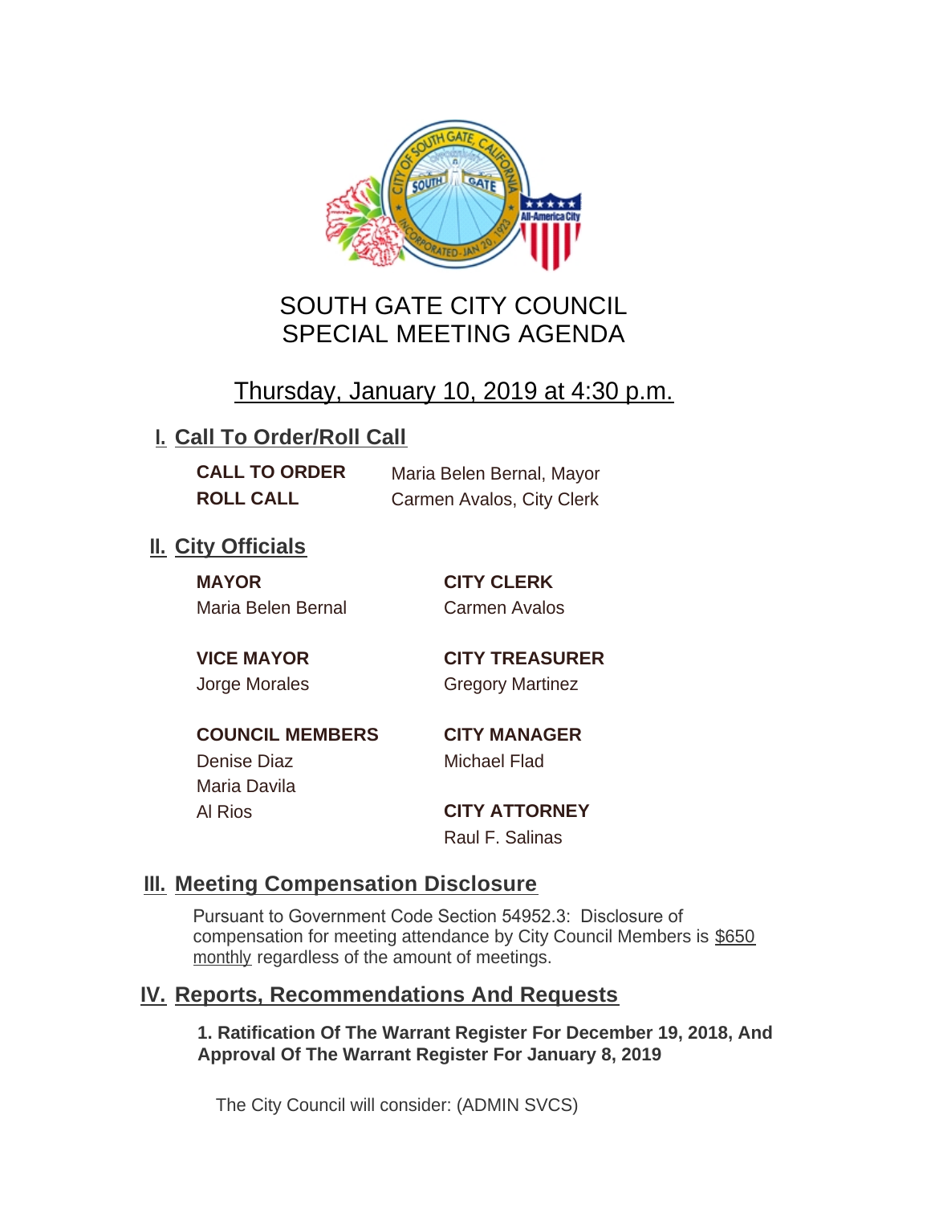# SOUTH GATE CITY COUNCIL
# SPECIAL MEETING AGENDA

Thursday, January 10, 2019 at 4:30 p.m.

## I. Call To Order/Roll Call

**CALL TO ORDER** Maria Belen Bernal, Mayor

**ROLL CALL** Carmen Avalos, City Clerk

## II. City Officials

**MAYOR**
Maria Belen Bernal

**VICE MAYOR**
Jorge Morales

**COUNCIL MEMBERS**
Denise Diaz
Maria Davila
Al Rios

**CITY CLERK**
Carmen Avalos

**CITY TREASURER**
Gregory Martinez

**CITY MANAGER**
Michael Flad

**CITY ATTORNEY**
Raul F. Salinas

## III. Meeting Compensation Disclosure

Pursuant to Government Code Section 54952.3: Disclosure of compensation for meeting attendance by City Council Members is $650 monthly regardless of the amount of meetings.

## IV. Reports, Recommendations And Requests

**1. Ratification Of The Warrant Register For December 19, 2018, And Approval Of The Warrant Register For January 8, 2019**

The City Council will consider: (ADMIN SVCS)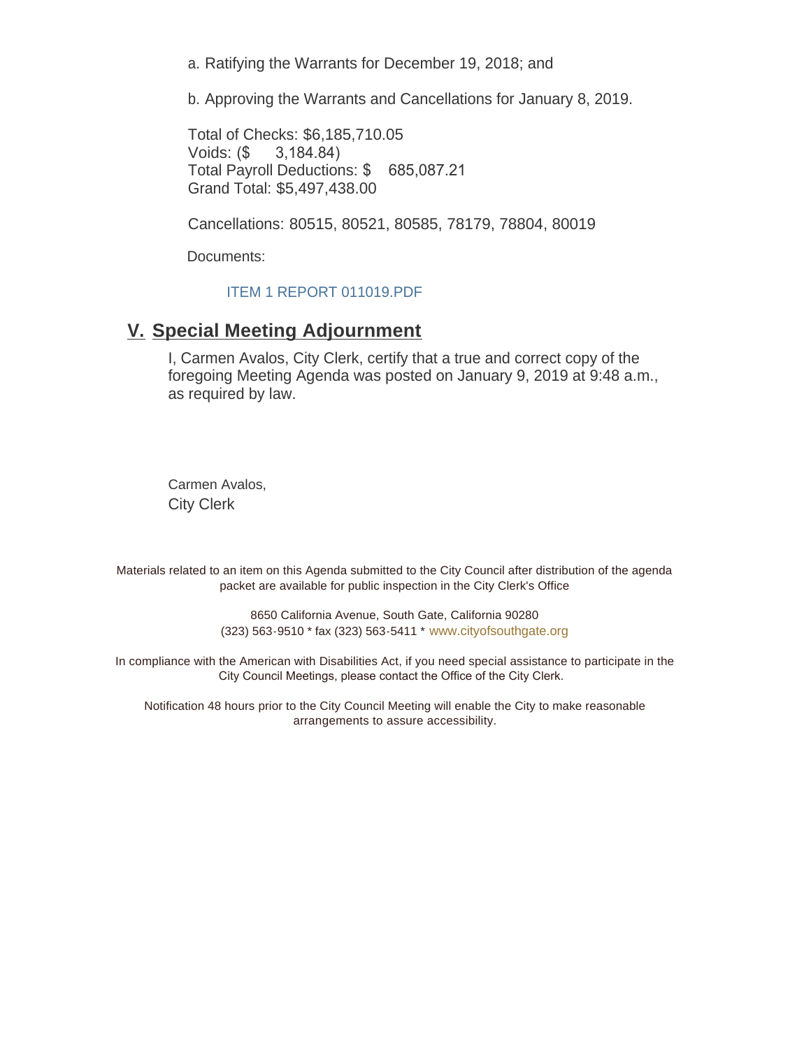a. Ratifying the Warrants for December 19, 2018; and

b. Approving the Warrants and Cancellations for January 8, 2019.

Total of Checks: $6,185,710.05
Voids: ($ 3,184.84)
Total Payroll Deductions: $ 685,087.21
Grand Total: $5,497,438.00

Cancellations: 80515, 80521, 80585, 78179, 78804, 80019

Documents:

ITEM 1 REPORT 011019.PDF

## V. Special Meeting Adjournment

I, Carmen Avalos, City Clerk, certify that a true and correct copy of the foregoing Meeting Agenda was posted on January 9, 2019 at 9:48 a.m., as required by law.

Carmen Avalos,
City Clerk

Materials related to an item on this Agenda submitted to the City Council after distribution of the agenda packet are available for public inspection in the City Clerk's Office

8650 California Avenue, South Gate, California 90280
(323) 563-9510 * fax (323) 563-5411 * www.cityofsouthgate.org

In compliance with the American with Disabilities Act, if you need special assistance to participate in the City Council Meetings, please contact the Office of the City Clerk.

Notification 48 hours prior to the City Council Meeting will enable the City to make reasonable arrangements to assure accessibility.